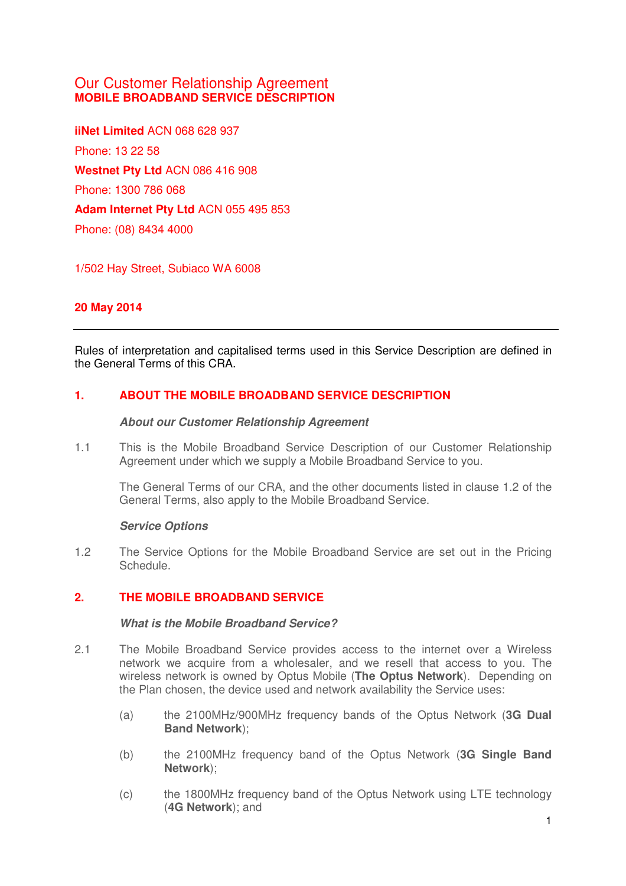# Our Customer Relationship Agreement
## MOBILE BROADBAND SERVICE DESCRIPTION

**iiNet Limited** ACN 068 628 937

Phone: 13 22 58

**Westnet Pty Ltd** ACN 086 416 908

Phone: 1300 786 068

**Adam Internet Pty Ltd** ACN 055 495 853

Phone: (08) 8434 4000

1/502 Hay Street, Subiaco WA 6008

**20 May 2014**

---

Rules of interpretation and capitalised terms used in this Service Description are defined in the General Terms of this CRA.

## 1. ABOUT THE MOBILE BROADBAND SERVICE DESCRIPTION

***About our Customer Relationship Agreement***

1.1 This is the Mobile Broadband Service Description of our Customer Relationship Agreement under which we supply a Mobile Broadband Service to you.

The General Terms of our CRA, and the other documents listed in clause 1.2 of the General Terms, also apply to the Mobile Broadband Service.

***Service Options***

1.2 The Service Options for the Mobile Broadband Service are set out in the Pricing Schedule.

## 2. THE MOBILE BROADBAND SERVICE

***What is the Mobile Broadband Service?***

2.1 The Mobile Broadband Service provides access to the internet over a Wireless network we acquire from a wholesaler, and we resell that access to you. The wireless network is owned by Optus Mobile (**The Optus Network**). Depending on the Plan chosen, the device used and network availability the Service uses:

(a) the 2100MHz/900MHz frequency bands of the Optus Network (**3G Dual Band Network**);

(b) the 2100MHz frequency band of the Optus Network (**3G Single Band Network**);

(c) the 1800MHz frequency band of the Optus Network using LTE technology (**4G Network**); and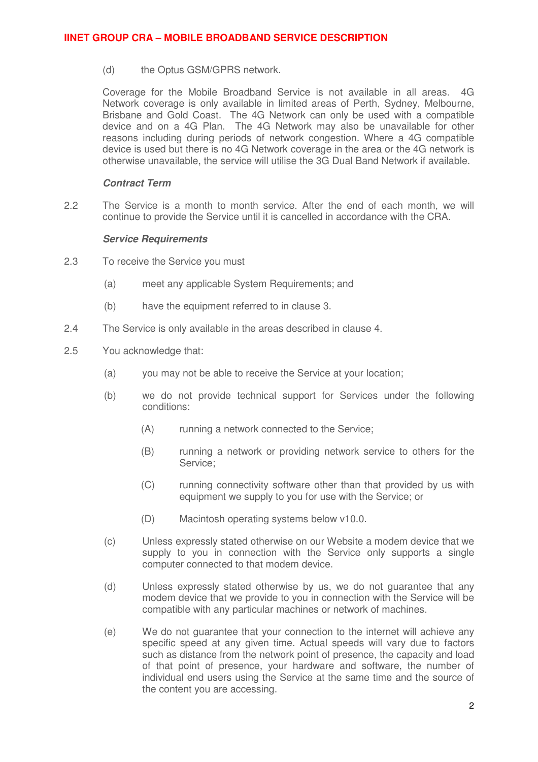(d) the Optus GSM/GPRS network.

Coverage for the Mobile Broadband Service is not available in all areas. 4G Network coverage is only available in limited areas of Perth, Sydney, Melbourne, Brisbane and Gold Coast. The 4G Network can only be used with a compatible device and on a 4G Plan. The 4G Network may also be unavailable for other reasons including during periods of network congestion. Where a 4G compatible device is used but there is no 4G Network coverage in the area or the 4G network is otherwise unavailable, the service will utilise the 3G Dual Band Network if available.

***Contract Term***

2.2 The Service is a month to month service. After the end of each month, we will continue to provide the Service until it is cancelled in accordance with the CRA.

***Service Requirements***

2.3 To receive the Service you must

(a) meet any applicable System Requirements; and

(b) have the equipment referred to in clause 3.

2.4 The Service is only available in the areas described in clause 4.

2.5 You acknowledge that:

(a) you may not be able to receive the Service at your location;

(b) we do not provide technical support for Services under the following conditions:

(A) running a network connected to the Service;

(B) running a network or providing network service to others for the Service;

(C) running connectivity software other than that provided by us with equipment we supply to you for use with the Service; or

(D) Macintosh operating systems below v10.0.

(c) Unless expressly stated otherwise on our Website a modem device that we supply to you in connection with the Service only supports a single computer connected to that modem device.

(d) Unless expressly stated otherwise by us, we do not guarantee that any modem device that we provide to you in connection with the Service will be compatible with any particular machines or network of machines.

(e) We do not guarantee that your connection to the internet will achieve any specific speed at any given time. Actual speeds will vary due to factors such as distance from the network point of presence, the capacity and load of that point of presence, your hardware and software, the number of individual end users using the Service at the same time and the source of the content you are accessing.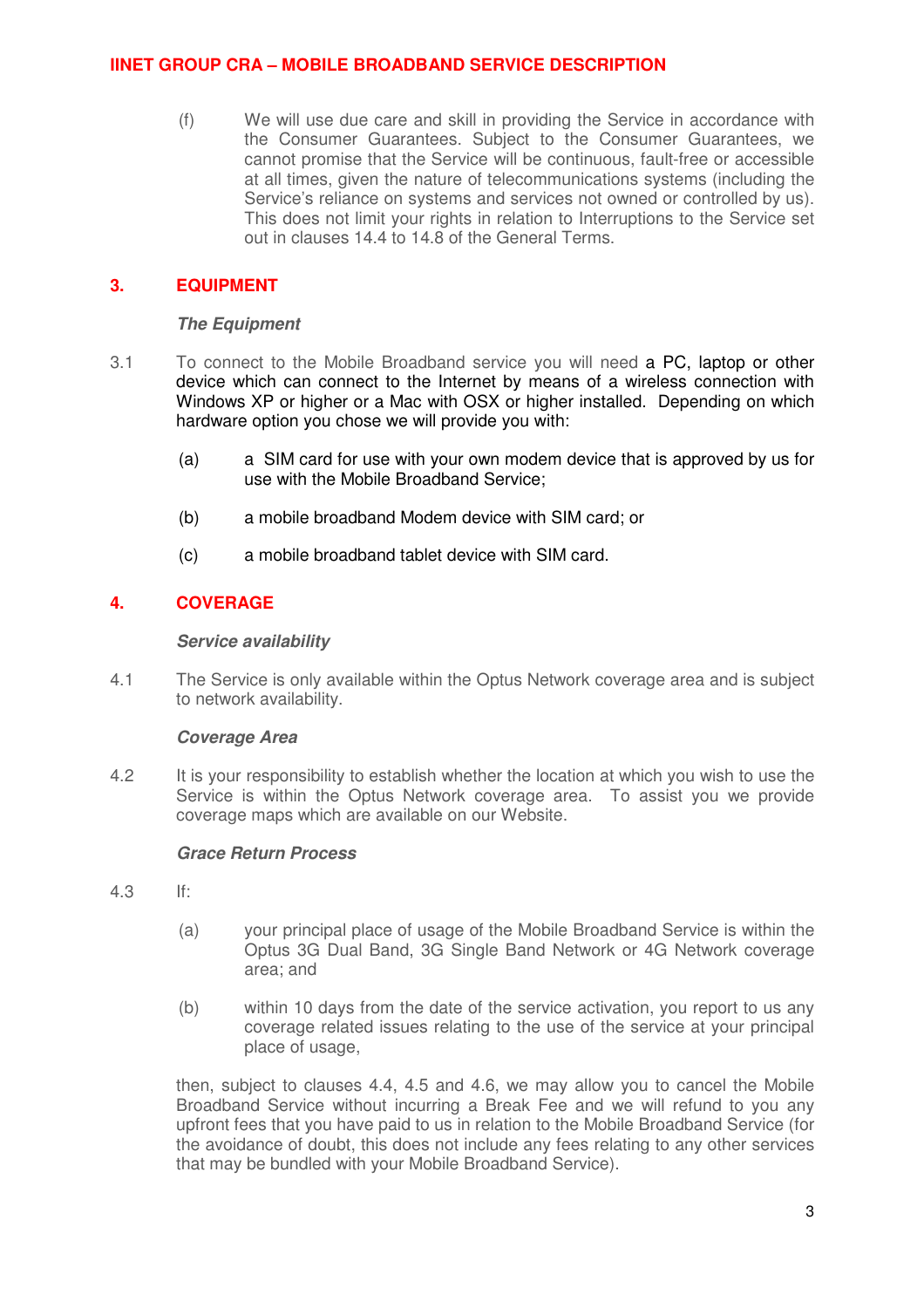(f) We will use due care and skill in providing the Service in accordance with the Consumer Guarantees. Subject to the Consumer Guarantees, we cannot promise that the Service will be continuous, fault-free or accessible at all times, given the nature of telecommunications systems (including the Service's reliance on systems and services not owned or controlled by us). This does not limit your rights in relation to Interruptions to the Service set out in clauses 14.4 to 14.8 of the General Terms.

## 3. EQUIPMENT

***The Equipment***

3.1 To connect to the Mobile Broadband service you will need a PC, laptop or other device which can connect to the Internet by means of a wireless connection with Windows XP or higher or a Mac with OSX or higher installed. Depending on which hardware option you chose we will provide you with:

(a) a SIM card for use with your own modem device that is approved by us for use with the Mobile Broadband Service;

(b) a mobile broadband Modem device with SIM card; or

(c) a mobile broadband tablet device with SIM card.

## 4. COVERAGE

***Service availability***

4.1 The Service is only available within the Optus Network coverage area and is subject to network availability.

***Coverage Area***

4.2 It is your responsibility to establish whether the location at which you wish to use the Service is within the Optus Network coverage area. To assist you we provide coverage maps which are available on our Website.

***Grace Return Process***

4.3 If:

(a) your principal place of usage of the Mobile Broadband Service is within the Optus 3G Dual Band, 3G Single Band Network or 4G Network coverage area; and

(b) within 10 days from the date of the service activation, you report to us any coverage related issues relating to the use of the service at your principal place of usage,

then, subject to clauses 4.4, 4.5 and 4.6, we may allow you to cancel the Mobile Broadband Service without incurring a Break Fee and we will refund to you any upfront fees that you have paid to us in relation to the Mobile Broadband Service (for the avoidance of doubt, this does not include any fees relating to any other services that may be bundled with your Mobile Broadband Service).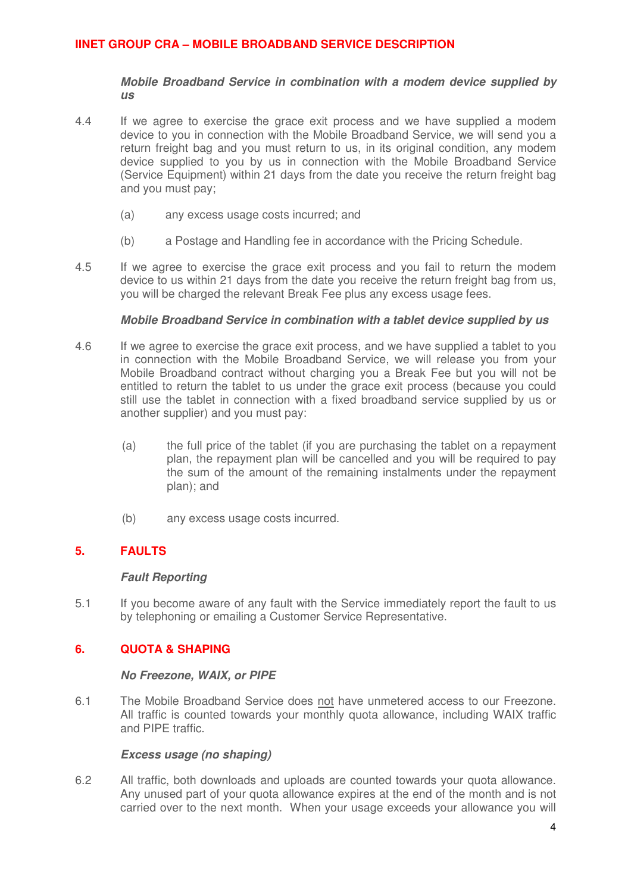***Mobile Broadband Service in combination with a modem device supplied by us***

4.4 If we agree to exercise the grace exit process and we have supplied a modem device to you in connection with the Mobile Broadband Service, we will send you a return freight bag and you must return to us, in its original condition, any modem device supplied to you by us in connection with the Mobile Broadband Service (Service Equipment) within 21 days from the date you receive the return freight bag and you must pay;

(a) any excess usage costs incurred; and

(b) a Postage and Handling fee in accordance with the Pricing Schedule.

4.5 If we agree to exercise the grace exit process and you fail to return the modem device to us within 21 days from the date you receive the return freight bag from us, you will be charged the relevant Break Fee plus any excess usage fees.

***Mobile Broadband Service in combination with a tablet device supplied by us***

4.6 If we agree to exercise the grace exit process, and we have supplied a tablet to you in connection with the Mobile Broadband Service, we will release you from your Mobile Broadband contract without charging you a Break Fee but you will not be entitled to return the tablet to us under the grace exit process (because you could still use the tablet in connection with a fixed broadband service supplied by us or another supplier) and you must pay:

(a) the full price of the tablet (if you are purchasing the tablet on a repayment plan, the repayment plan will be cancelled and you will be required to pay the sum of the amount of the remaining instalments under the repayment plan); and

(b) any excess usage costs incurred.

## 5. FAULTS

***Fault Reporting***

5.1 If you become aware of any fault with the Service immediately report the fault to us by telephoning or emailing a Customer Service Representative.

## 6. QUOTA & SHAPING

***No Freezone, WAIX, or PIPE***

6.1 The Mobile Broadband Service does not have unmetered access to our Freezone. All traffic is counted towards your monthly quota allowance, including WAIX traffic and PIPE traffic.

***Excess usage (no shaping)***

6.2 All traffic, both downloads and uploads are counted towards your quota allowance. Any unused part of your quota allowance expires at the end of the month and is not carried over to the next month. When your usage exceeds your allowance you will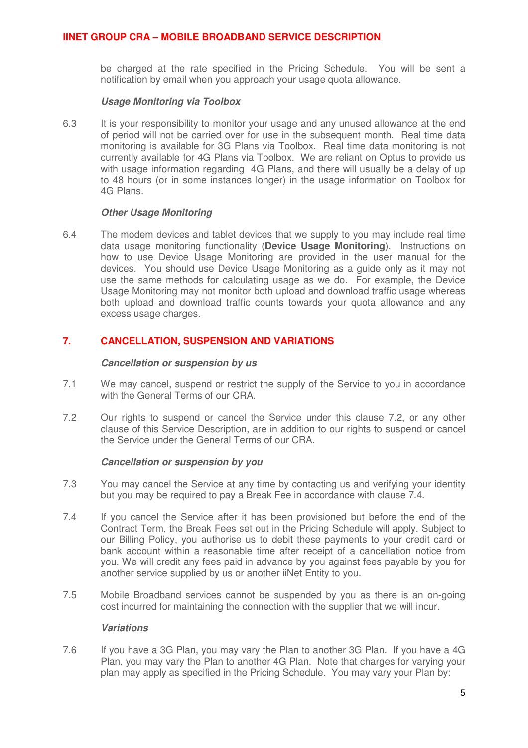be charged at the rate specified in the Pricing Schedule. You will be sent a notification by email when you approach your usage quota allowance.

***Usage Monitoring via Toolbox***

6.3 It is your responsibility to monitor your usage and any unused allowance at the end of period will not be carried over for use in the subsequent month. Real time data monitoring is available for 3G Plans via Toolbox. Real time data monitoring is not currently available for 4G Plans via Toolbox. We are reliant on Optus to provide us with usage information regarding 4G Plans, and there will usually be a delay of up to 48 hours (or in some instances longer) in the usage information on Toolbox for 4G Plans.

***Other Usage Monitoring***

6.4 The modem devices and tablet devices that we supply to you may include real time data usage monitoring functionality (**Device Usage Monitoring**). Instructions on how to use Device Usage Monitoring are provided in the user manual for the devices. You should use Device Usage Monitoring as a guide only as it may not use the same methods for calculating usage as we do. For example, the Device Usage Monitoring may not monitor both upload and download traffic usage whereas both upload and download traffic counts towards your quota allowance and any excess usage charges.

## 7. CANCELLATION, SUSPENSION AND VARIATIONS

***Cancellation or suspension by us***

7.1 We may cancel, suspend or restrict the supply of the Service to you in accordance with the General Terms of our CRA.

7.2 Our rights to suspend or cancel the Service under this clause 7.2, or any other clause of this Service Description, are in addition to our rights to suspend or cancel the Service under the General Terms of our CRA.

***Cancellation or suspension by you***

7.3 You may cancel the Service at any time by contacting us and verifying your identity but you may be required to pay a Break Fee in accordance with clause 7.4.

7.4 If you cancel the Service after it has been provisioned but before the end of the Contract Term, the Break Fees set out in the Pricing Schedule will apply. Subject to our Billing Policy, you authorise us to debit these payments to your credit card or bank account within a reasonable time after receipt of a cancellation notice from you. We will credit any fees paid in advance by you against fees payable by you for another service supplied by us or another iiNet Entity to you.

7.5 Mobile Broadband services cannot be suspended by you as there is an on-going cost incurred for maintaining the connection with the supplier that we will incur.

***Variations***

7.6 If you have a 3G Plan, you may vary the Plan to another 3G Plan. If you have a 4G Plan, you may vary the Plan to another 4G Plan. Note that charges for varying your plan may apply as specified in the Pricing Schedule. You may vary your Plan by: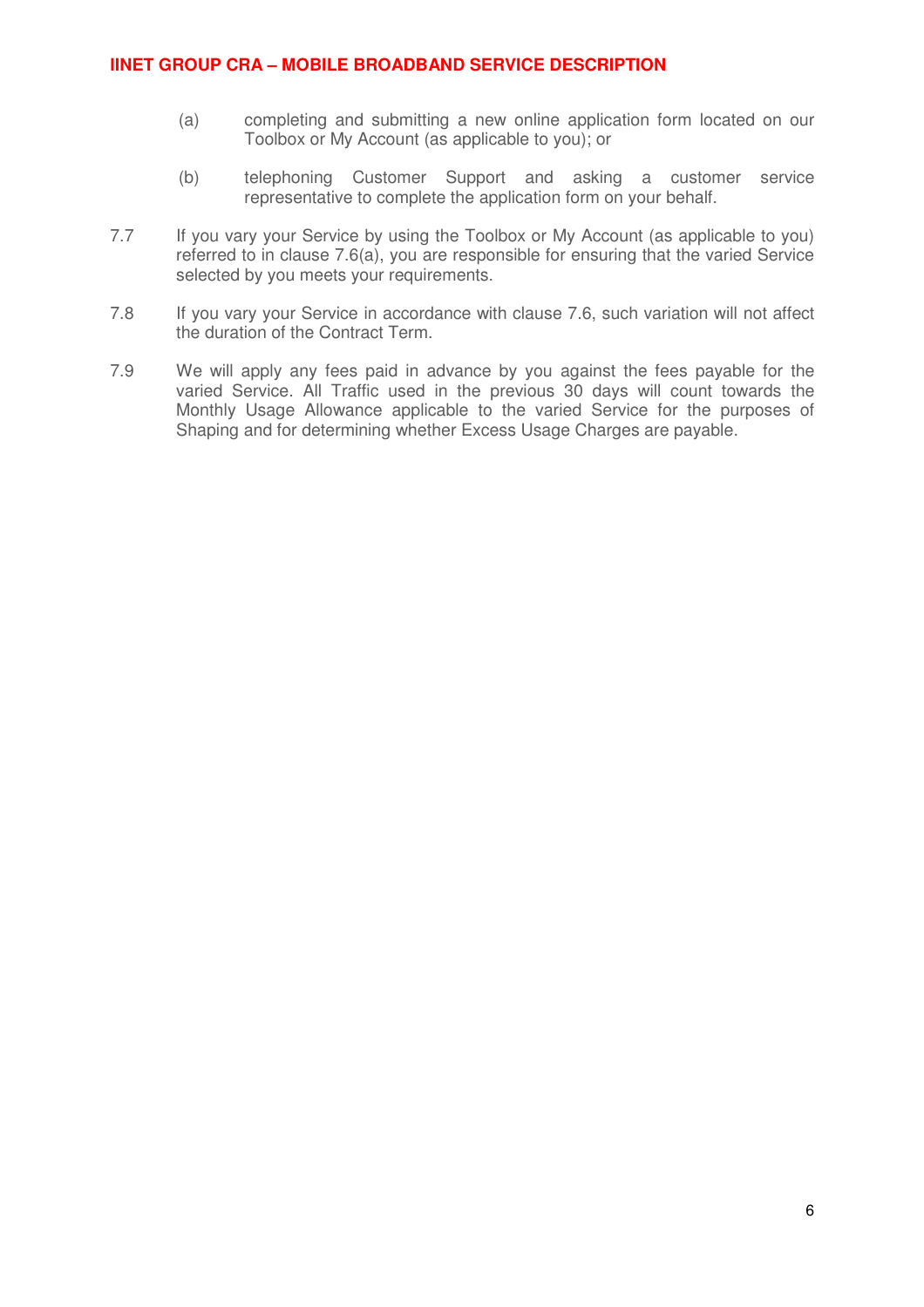(a) completing and submitting a new online application form located on our Toolbox or My Account (as applicable to you); or

(b) telephoning Customer Support and asking a customer service representative to complete the application form on your behalf.

7.7 If you vary your Service by using the Toolbox or My Account (as applicable to you) referred to in clause 7.6(a), you are responsible for ensuring that the varied Service selected by you meets your requirements.

7.8 If you vary your Service in accordance with clause 7.6, such variation will not affect the duration of the Contract Term.

7.9 We will apply any fees paid in advance by you against the fees payable for the varied Service. All Traffic used in the previous 30 days will count towards the Monthly Usage Allowance applicable to the varied Service for the purposes of Shaping and for determining whether Excess Usage Charges are payable.